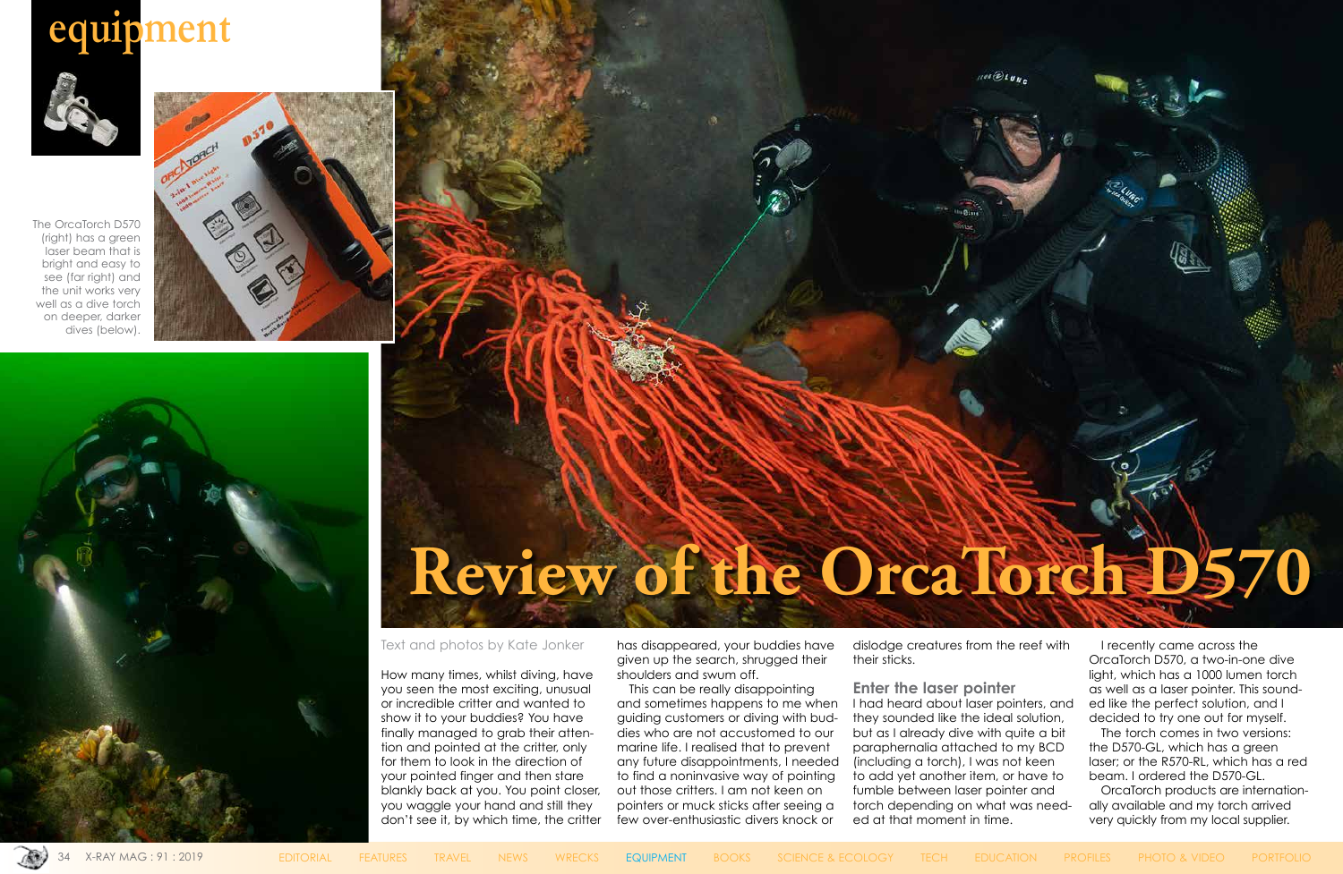# Review of the OrcaTorch D570

The OrcaTorch D570 (right) has a green laser beam that is bright and easy to see (far right) and the unit works very well as a dive torch on deeper, darker dives (below).

Text and photos by Kate Jonker

How many times, whilst diving, have you seen the most exciting, unusual or incredible critter and wanted to show it to your buddies? You have finally managed to grab their attention and pointed at the critter, only for them to look in the direction of your pointed finger and then stare blankly back at you. You point closer, you waggle your hand and still they don't see it, by which time, the critter has disappeared, your buddies have given up the search, shrugged their shoulders and swum off.

This can be really disappointing and sometimes happens to me when guiding customers or diving with buddies who are not accustomed to our marine life. I realised that to prevent any future disappointments, I needed to find a noninvasive way of pointing out those critters. I am not keen on pointers or muck sticks after seeing a few over-enthusiastic divers knock or dislodge creatures from the reef with their sticks.

## Enter the laser pointer

I had heard about laser pointers, and they sounded like the ideal solution, but as I already dive with quite a bit paraphernalia attached to my BCD (including a torch), I was not keen to add yet another item, or have to fumble between laser pointer and torch depending on what was needed at that moment in time.

I recently came across the OrcaTorch D570, a two-in-one dive light, which has a 1000 lumen torch as well as a laser pointer. This sounded like the perfect solution, and I decided to try one out for myself.

The torch comes in two versions: the D570-GL, which has a green laser; or the R570-RL, which has a red beam. I ordered the D570-GL.

OrcaTorch products are internationally available and my torch arrived very quickly from my local supplier.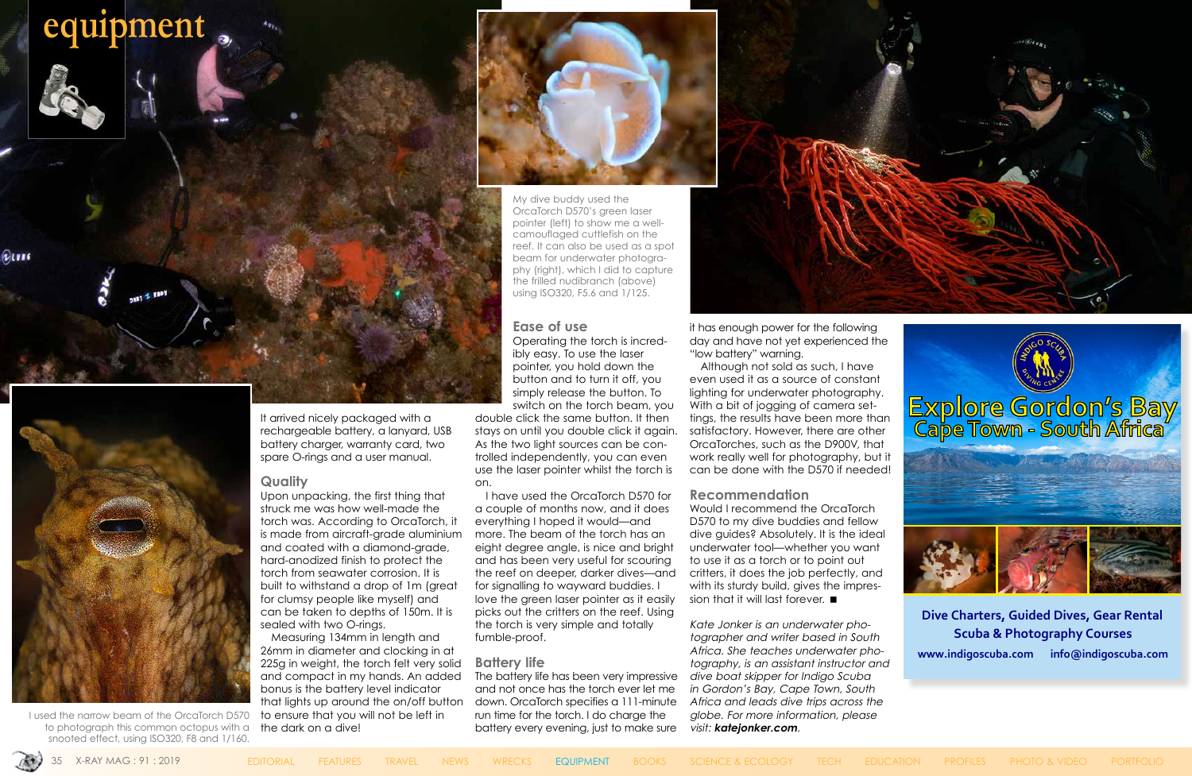# equipment

My dive buddy used the OrcaTorch D570's green laser pointer (left) to show me a well-camouflaged cuttlefish on the reef. It can also be used as a spot beam for underwater photography (right), which I did to capture the frilled nudibranch (above) using ISO320, F5.6 and 1/125.

I used the narrow beam of the OrcaTorch D570 to photograph this common octopus with a snooted effect, using ISO320, F8 and 1/160.

It arrived nicely packaged with a rechargeable battery, a lanyard, USB battery charger, warranty card, two spare O-rings and a user manual.

## Quality

Upon unpacking, the first thing that struck me was how well-made the torch was. According to OrcaTorch, it is made from aircraft-grade aluminium and coated with a diamond-grade, hard-anodized finish to protect the torch from seawater corrosion. It is built to withstand a drop of 1m (great for clumsy people like myself) and can be taken to depths of 150m. It is sealed with two O-rings.

Measuring 134mm in length and 26mm in diameter and clocking in at 225g in weight, the torch felt very solid and compact in my hands. An added bonus is the battery level indicator that lights up around the on/off button to ensure that you will not be left in the dark on a dive!

## Ease of use

Operating the torch is incredibly easy. To use the laser pointer, you hold down the button and to turn it off, you simply release the button. To switch on the torch beam, you double click the same button. It then stays on until you double click it again. As the two light sources can be controlled independently, you can even use the laser pointer whilst the torch is on.

I have used the OrcaTorch D570 for a couple of months now, and it does everything I hoped it would—and more. The beam of the torch has an eight degree angle, is nice and bright and has been very useful for scouring the reef on deeper, darker dives—and for signalling to wayward buddies. I love the green laser pointer as it easily picks out the critters on the reef. Using the torch is very simple and totally fumble-proof.

## Battery life

The battery life has been very impressive and not once has the torch ever let me down. OrcaTorch specifies a 111-minute run time for the torch. I do charge the battery every evening, just to make sure it has enough power for the following day and have not yet experienced the "low battery" warning.

Although not sold as such, I have even used it as a source of constant lighting for underwater photography. With a bit of jogging of camera settings, the results have been more than satisfactory. However, there are other OrcaTorches, such as the D900V, that work really well for photography, but it can be done with the D570 if needed!

## Recommendation

Would I recommend the OrcaTorch D570 to my dive buddies and fellow dive guides? Absolutely. It is the ideal underwater tool—whether you want to use it as a torch or to point out critters, it does the job perfectly, and with its sturdy build, gives the impression that it will last forever. ■

*Kate Jonker is an underwater photographer and writer based in South Africa. She teaches underwater photography, is an assistant instructor and dive boat skipper for Indigo Scuba in Gordon's Bay, Cape Town, South Africa and leads dive trips across the globe. For more information, please visit:* ***katejonker.com****.*

Indigo Scuba Diving Centre

Explore Gordon's Bay
Cape Town - South Africa

**Dive Charters, Guided Dives, Gear Rental**
**Scuba & Photography Courses**
**www.indigoscuba.com info@indigoscuba.com**